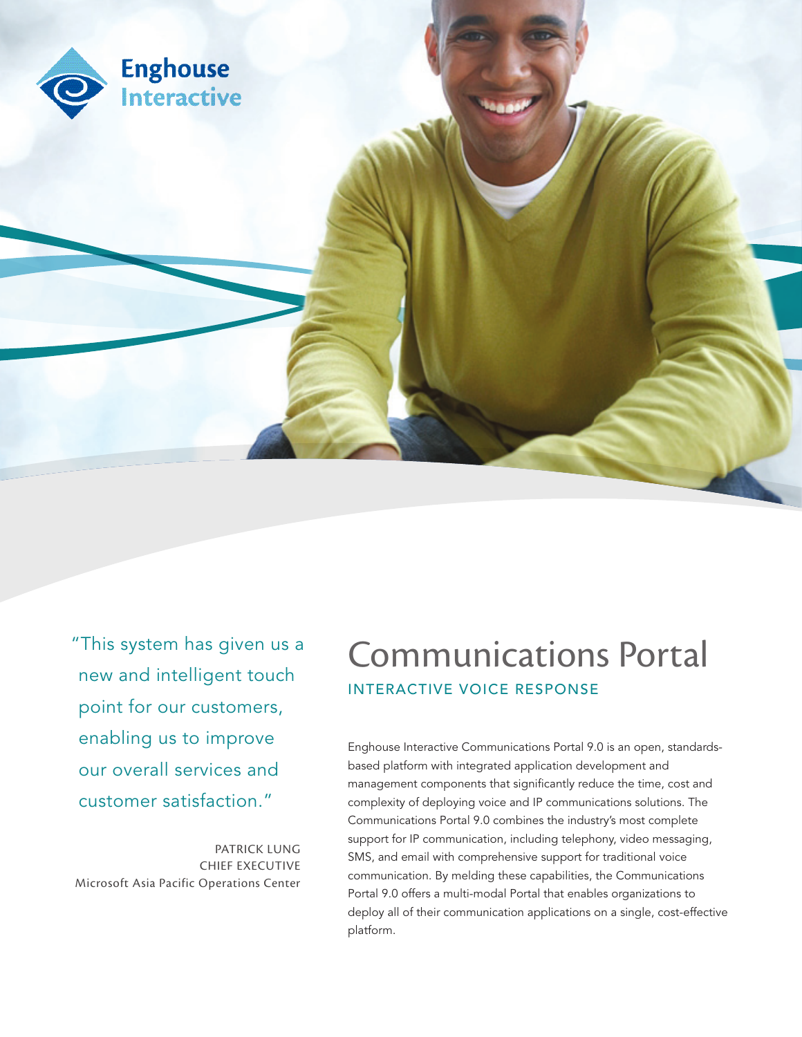Enghouse Interactive

# Communications Portal

## INTERACTIVE VOICE RESPONSE

"This system has given us a new and intelligent touch point for our customers, enabling us to improve our overall services and customer satisfaction."

PATRICK LUNG
CHIEF EXECUTIVE
Microsoft Asia Pacific Operations Center

Enghouse Interactive Communications Portal 9.0 is an open, standards-based platform with integrated application development and management components that significantly reduce the time, cost and complexity of deploying voice and IP communications solutions. The Communications Portal 9.0 combines the industry's most complete support for IP communication, including telephony, video messaging, SMS, and email with comprehensive support for traditional voice communication. By melding these capabilities, the Communications Portal 9.0 offers a multi-modal Portal that enables organizations to deploy all of their communication applications on a single, cost-effective platform.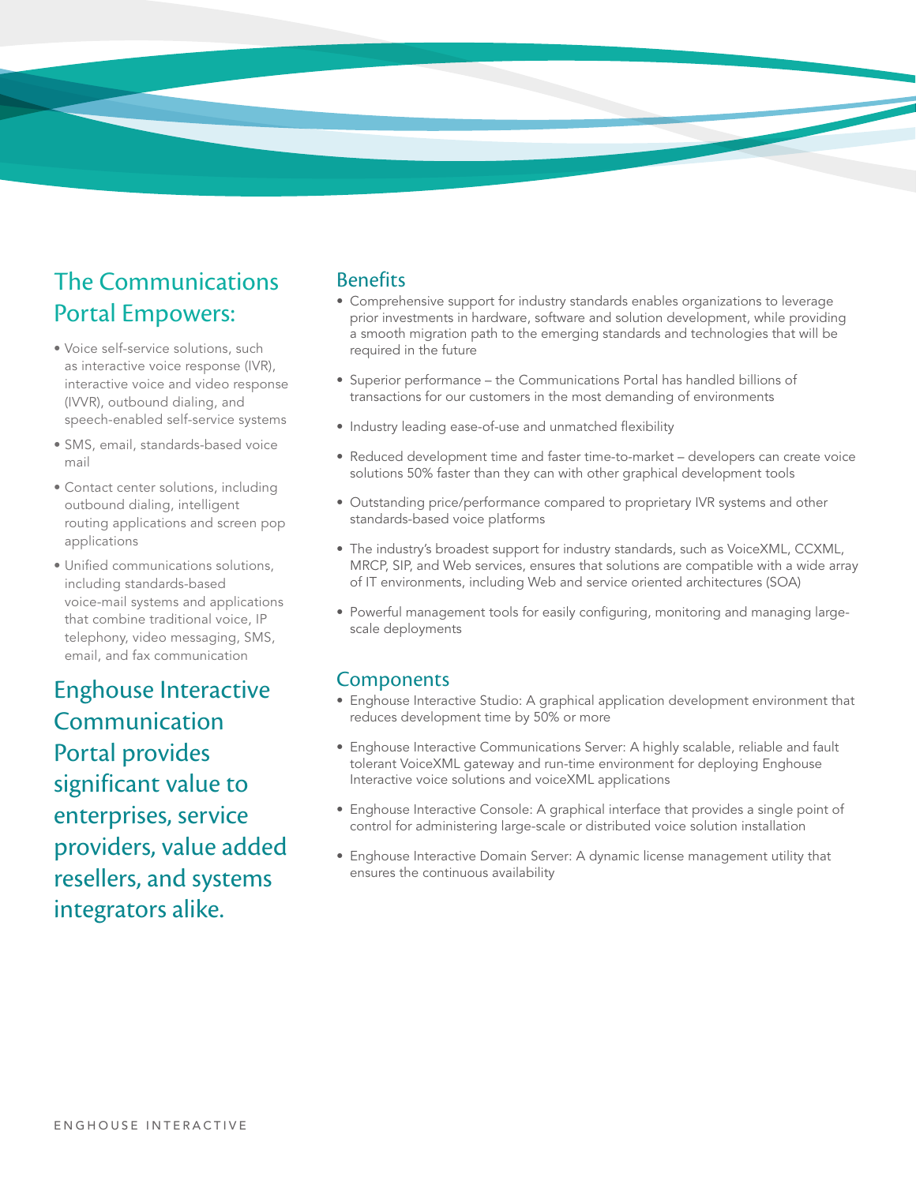## The Communications Portal Empowers:

- Voice self-service solutions, such as interactive voice response (IVR), interactive voice and video response (IVVR), outbound dialing, and speech-enabled self-service systems
- SMS, email, standards-based voice mail
- Contact center solutions, including outbound dialing, intelligent routing applications and screen pop applications
- Unified communications solutions, including standards-based voice-mail systems and applications that combine traditional voice, IP telephony, video messaging, SMS, email, and fax communication

## Enghouse Interactive Communication Portal provides significant value to enterprises, service providers, value added resellers, and systems integrators alike.

### Benefits

- Comprehensive support for industry standards enables organizations to leverage prior investments in hardware, software and solution development, while providing a smooth migration path to the emerging standards and technologies that will be required in the future
- Superior performance – the Communications Portal has handled billions of transactions for our customers in the most demanding of environments
- Industry leading ease-of-use and unmatched flexibility
- Reduced development time and faster time-to-market – developers can create voice solutions 50% faster than they can with other graphical development tools
- Outstanding price/performance compared to proprietary IVR systems and other standards-based voice platforms
- The industry's broadest support for industry standards, such as VoiceXML, CCXML, MRCP, SIP, and Web services, ensures that solutions are compatible with a wide array of IT environments, including Web and service oriented architectures (SOA)
- Powerful management tools for easily configuring, monitoring and managing large-scale deployments

### Components

- Enghouse Interactive Studio: A graphical application development environment that reduces development time by 50% or more
- Enghouse Interactive Communications Server: A highly scalable, reliable and fault tolerant VoiceXML gateway and run-time environment for deploying Enghouse Interactive voice solutions and voiceXML applications
- Enghouse Interactive Console: A graphical interface that provides a single point of control for administering large-scale or distributed voice solution installation
- Enghouse Interactive Domain Server: A dynamic license management utility that ensures the continuous availability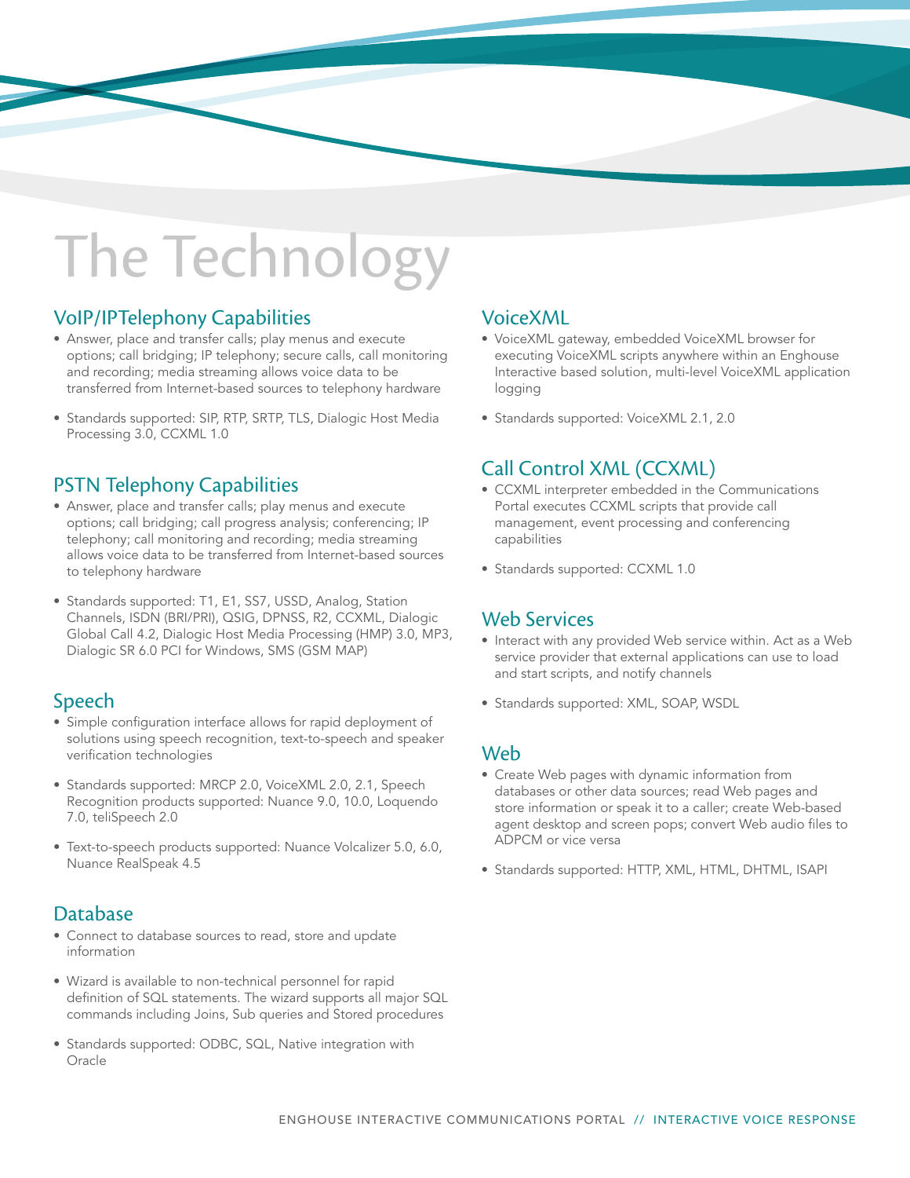# The Technology

## VoIP/IPTelephony Capabilities

- Answer, place and transfer calls; play menus and execute options; call bridging; IP telephony; secure calls, call monitoring and recording; media streaming allows voice data to be transferred from Internet-based sources to telephony hardware
- Standards supported: SIP, RTP, SRTP, TLS, Dialogic Host Media Processing 3.0, CCXML 1.0

## PSTN Telephony Capabilities

- Answer, place and transfer calls; play menus and execute options; call bridging; call progress analysis; conferencing; IP telephony; call monitoring and recording; media streaming allows voice data to be transferred from Internet-based sources to telephony hardware
- Standards supported: T1, E1, SS7, USSD, Analog, Station Channels, ISDN (BRI/PRI), QSIG, DPNSS, R2, CCXML, Dialogic Global Call 4.2, Dialogic Host Media Processing (HMP) 3.0, MP3, Dialogic SR 6.0 PCI for Windows, SMS (GSM MAP)

## Speech

- Simple configuration interface allows for rapid deployment of solutions using speech recognition, text-to-speech and speaker verification technologies
- Standards supported: MRCP 2.0, VoiceXML 2.0, 2.1, Speech Recognition products supported: Nuance 9.0, 10.0, Loquendo 7.0, teliSpeech 2.0
- Text-to-speech products supported: Nuance Volcalizer 5.0, 6.0, Nuance RealSpeak 4.5

## Database

- Connect to database sources to read, store and update information
- Wizard is available to non-technical personnel for rapid definition of SQL statements. The wizard supports all major SQL commands including Joins, Sub queries and Stored procedures
- Standards supported: ODBC, SQL, Native integration with Oracle

## VoiceXML

- VoiceXML gateway, embedded VoiceXML browser for executing VoiceXML scripts anywhere within an Enghouse Interactive based solution, multi-level VoiceXML application logging
- Standards supported: VoiceXML 2.1, 2.0

## Call Control XML (CCXML)

- CCXML interpreter embedded in the Communications Portal executes CCXML scripts that provide call management, event processing and conferencing capabilities
- Standards supported: CCXML 1.0

## Web Services

- Interact with any provided Web service within. Act as a Web service provider that external applications can use to load and start scripts, and notify channels
- Standards supported: XML, SOAP, WSDL

## Web

- Create Web pages with dynamic information from databases or other data sources; read Web pages and store information or speak it to a caller; create Web-based agent desktop and screen pops; convert Web audio files to ADPCM or vice versa
- Standards supported: HTTP, XML, HTML, DHTML, ISAPI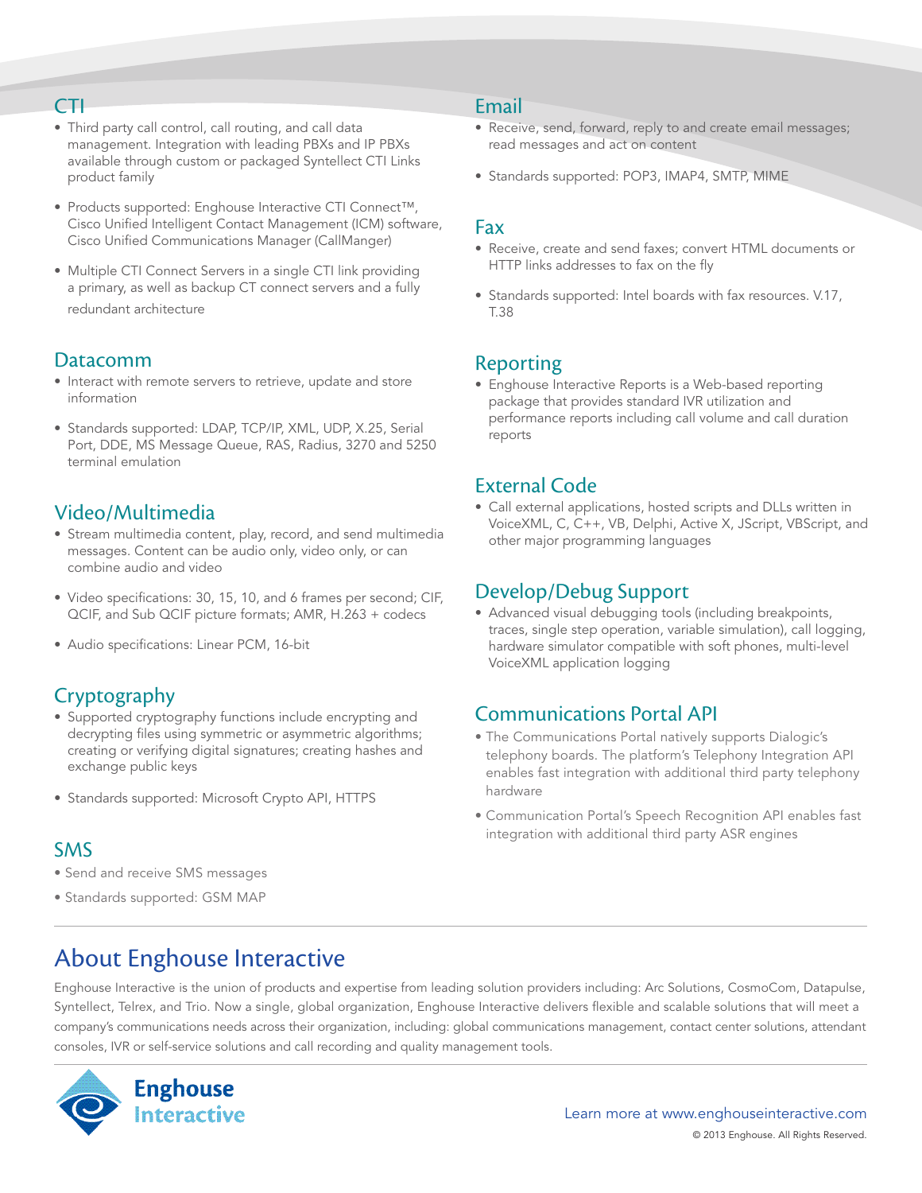## CTI

- Third party call control, call routing, and call data management. Integration with leading PBXs and IP PBXs available through custom or packaged Syntellect CTI Links product family
- Products supported: Enghouse Interactive CTI Connect™, Cisco Unified Intelligent Contact Management (ICM) software, Cisco Unified Communications Manager (CallManger)
- Multiple CTI Connect Servers in a single CTI link providing a primary, as well as backup CT connect servers and a fully redundant architecture

## Datacomm

- Interact with remote servers to retrieve, update and store information
- Standards supported: LDAP, TCP/IP, XML, UDP, X.25, Serial Port, DDE, MS Message Queue, RAS, Radius, 3270 and 5250 terminal emulation

## Video/Multimedia

- Stream multimedia content, play, record, and send multimedia messages. Content can be audio only, video only, or can combine audio and video
- Video specifications: 30, 15, 10, and 6 frames per second; CIF, QCIF, and Sub QCIF picture formats; AMR, H.263 + codecs
- Audio specifications: Linear PCM, 16-bit

## Cryptography

- Supported cryptography functions include encrypting and decrypting files using symmetric or asymmetric algorithms; creating or verifying digital signatures; creating hashes and exchange public keys
- Standards supported: Microsoft Crypto API, HTTPS

## SMS

- Send and receive SMS messages
- Standards supported: GSM MAP

## Email

- Receive, send, forward, reply to and create email messages; read messages and act on content
- Standards supported: POP3, IMAP4, SMTP, MIME

## Fax

- Receive, create and send faxes; convert HTML documents or HTTP links addresses to fax on the fly
- Standards supported: Intel boards with fax resources. V.17, T.38

## Reporting

- Enghouse Interactive Reports is a Web-based reporting package that provides standard IVR utilization and performance reports including call volume and call duration reports

## External Code

- Call external applications, hosted scripts and DLLs written in VoiceXML, C, C++, VB, Delphi, Active X, JScript, VBScript, and other major programming languages

## Develop/Debug Support

- Advanced visual debugging tools (including breakpoints, traces, single step operation, variable simulation), call logging, hardware simulator compatible with soft phones, multi-level VoiceXML application logging

## Communications Portal API

- The Communications Portal natively supports Dialogic's telephony boards. The platform's Telephony Integration API enables fast integration with additional third party telephony hardware
- Communication Portal's Speech Recognition API enables fast integration with additional third party ASR engines

# About Enghouse Interactive

Enghouse Interactive is the union of products and expertise from leading solution providers including: Arc Solutions, CosmoCom, Datapulse, Syntellect, Telrex, and Trio. Now a single, global organization, Enghouse Interactive delivers flexible and scalable solutions that will meet a company's communications needs across their organization, including: global communications management, contact center solutions, attendant consoles, IVR or self-service solutions and call recording and quality management tools.

Enghouse Interactive

Learn more at www.enghouseinteractive.com

© 2013 Enghouse. All Rights Reserved.